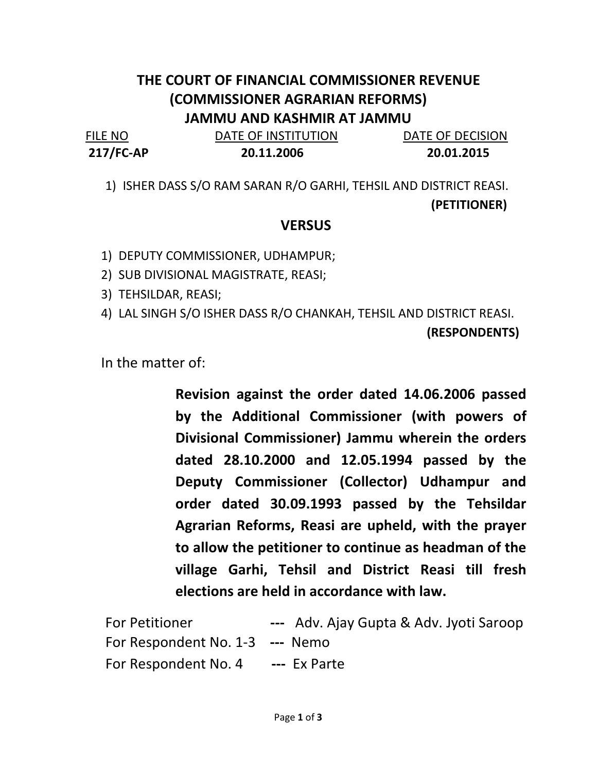# THE COURT OF FINANCIAL COMMISSIONER REVENUE (COMMISSIONER AGRARIAN REFORMS) JAMMU AND KASHMIR AT JAMMU

| FILE NO | DATE OF INSTITUTION | DATE OF DECISION |
|---|---|---|
| **217/FC-AP** | **20.11.2006** | **20.01.2015** |

1) ISHER DASS S/O RAM SARAN R/O GARHI, TEHSIL AND DISTRICT REASI.

**(PETITIONER)**

**VERSUS**

1) DEPUTY COMMISSIONER, UDHAMPUR;
2) SUB DIVISIONAL MAGISTRATE, REASI;
3) TEHSILDAR, REASI;
4) LAL SINGH S/O ISHER DASS R/O CHANKAH, TEHSIL AND DISTRICT REASI.

**(RESPONDENTS)**

In the matter of:

**Revision against the order dated 14.06.2006 passed by the Additional Commissioner (with powers of Divisional Commissioner) Jammu wherein the orders dated 28.10.2000 and 12.05.1994 passed by the Deputy Commissioner (Collector) Udhampur and order dated 30.09.1993 passed by the Tehsildar Agrarian Reforms, Reasi are upheld, with the prayer to allow the petitioner to continue as headman of the village Garhi, Tehsil and District Reasi till fresh elections are held in accordance with law.**

For Petitioner **---** Adv. Ajay Gupta & Adv. Jyoti Saroop
For Respondent No. 1-3 **---** Nemo
For Respondent No. 4 **---** Ex Parte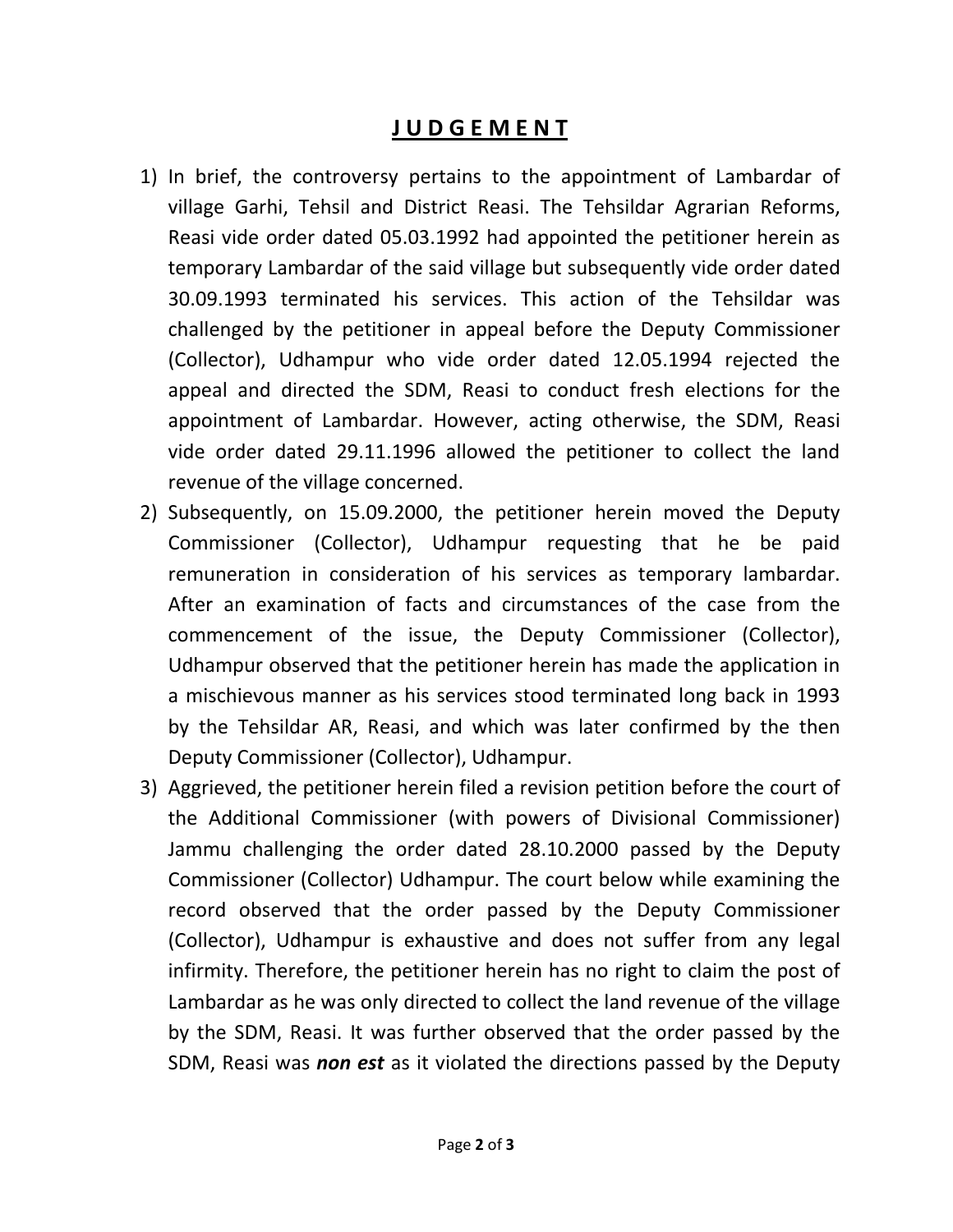# **J U D G E M E N T**

1) In brief, the controversy pertains to the appointment of Lambardar of village Garhi, Tehsil and District Reasi. The Tehsildar Agrarian Reforms, Reasi vide order dated 05.03.1992 had appointed the petitioner herein as temporary Lambardar of the said village but subsequently vide order dated 30.09.1993 terminated his services. This action of the Tehsildar was challenged by the petitioner in appeal before the Deputy Commissioner (Collector), Udhampur who vide order dated 12.05.1994 rejected the appeal and directed the SDM, Reasi to conduct fresh elections for the appointment of Lambardar. However, acting otherwise, the SDM, Reasi vide order dated 29.11.1996 allowed the petitioner to collect the land revenue of the village concerned.
2) Subsequently, on 15.09.2000, the petitioner herein moved the Deputy Commissioner (Collector), Udhampur requesting that he be paid remuneration in consideration of his services as temporary lambardar. After an examination of facts and circumstances of the case from the commencement of the issue, the Deputy Commissioner (Collector), Udhampur observed that the petitioner herein has made the application in a mischievous manner as his services stood terminated long back in 1993 by the Tehsildar AR, Reasi, and which was later confirmed by the then Deputy Commissioner (Collector), Udhampur.
3) Aggrieved, the petitioner herein filed a revision petition before the court of the Additional Commissioner (with powers of Divisional Commissioner) Jammu challenging the order dated 28.10.2000 passed by the Deputy Commissioner (Collector) Udhampur. The court below while examining the record observed that the order passed by the Deputy Commissioner (Collector), Udhampur is exhaustive and does not suffer from any legal infirmity. Therefore, the petitioner herein has no right to claim the post of Lambardar as he was only directed to collect the land revenue of the village by the SDM, Reasi. It was further observed that the order passed by the SDM, Reasi was ***non est*** as it violated the directions passed by the Deputy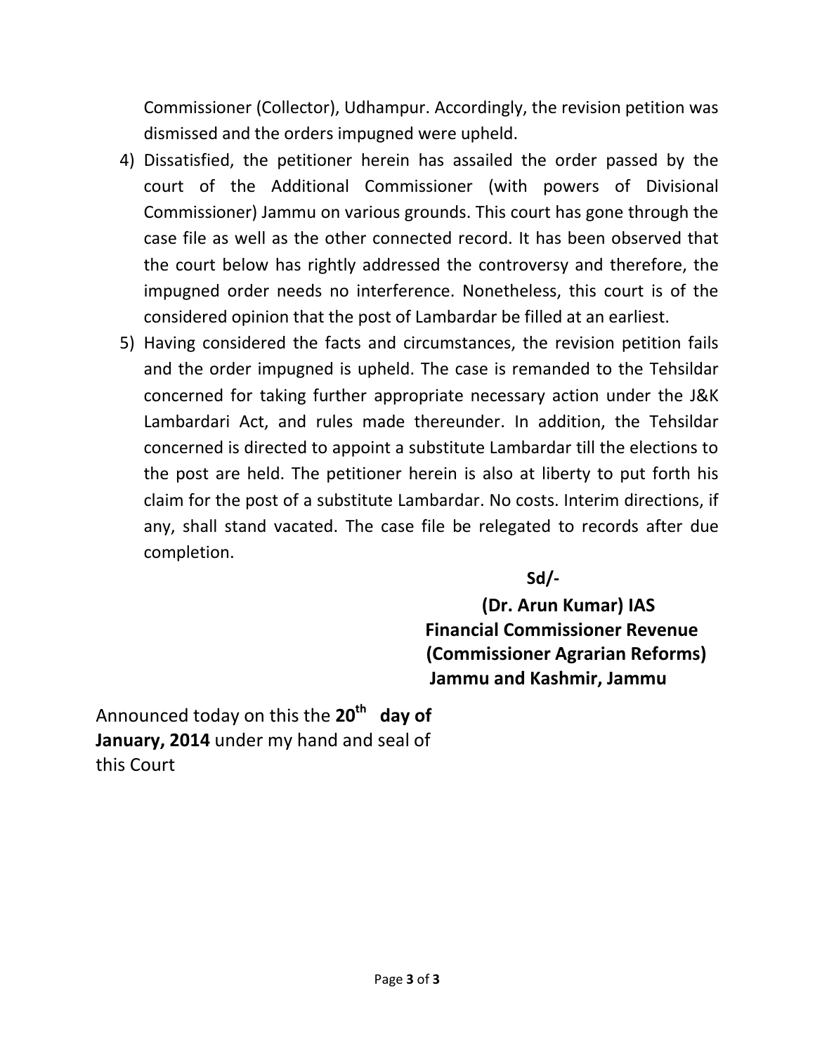Commissioner (Collector), Udhampur. Accordingly, the revision petition was dismissed and the orders impugned were upheld.

4) Dissatisfied, the petitioner herein has assailed the order passed by the court of the Additional Commissioner (with powers of Divisional Commissioner) Jammu on various grounds. This court has gone through the case file as well as the other connected record. It has been observed that the court below has rightly addressed the controversy and therefore, the impugned order needs no interference. Nonetheless, this court is of the considered opinion that the post of Lambardar be filled at an earliest.

5) Having considered the facts and circumstances, the revision petition fails and the order impugned is upheld. The case is remanded to the Tehsildar concerned for taking further appropriate necessary action under the J&K Lambardari Act, and rules made thereunder. In addition, the Tehsildar concerned is directed to appoint a substitute Lambardar till the elections to the post are held. The petitioner herein is also at liberty to put forth his claim for the post of a substitute Lambardar. No costs. Interim directions, if any, shall stand vacated. The case file be relegated to records after due completion.

**Sd/-**

**(Dr. Arun Kumar) IAS**
**Financial Commissioner Revenue**
**(Commissioner Agrarian Reforms)**
**Jammu and Kashmir, Jammu**

Announced today on this the **20th day of January, 2014** under my hand and seal of this Court